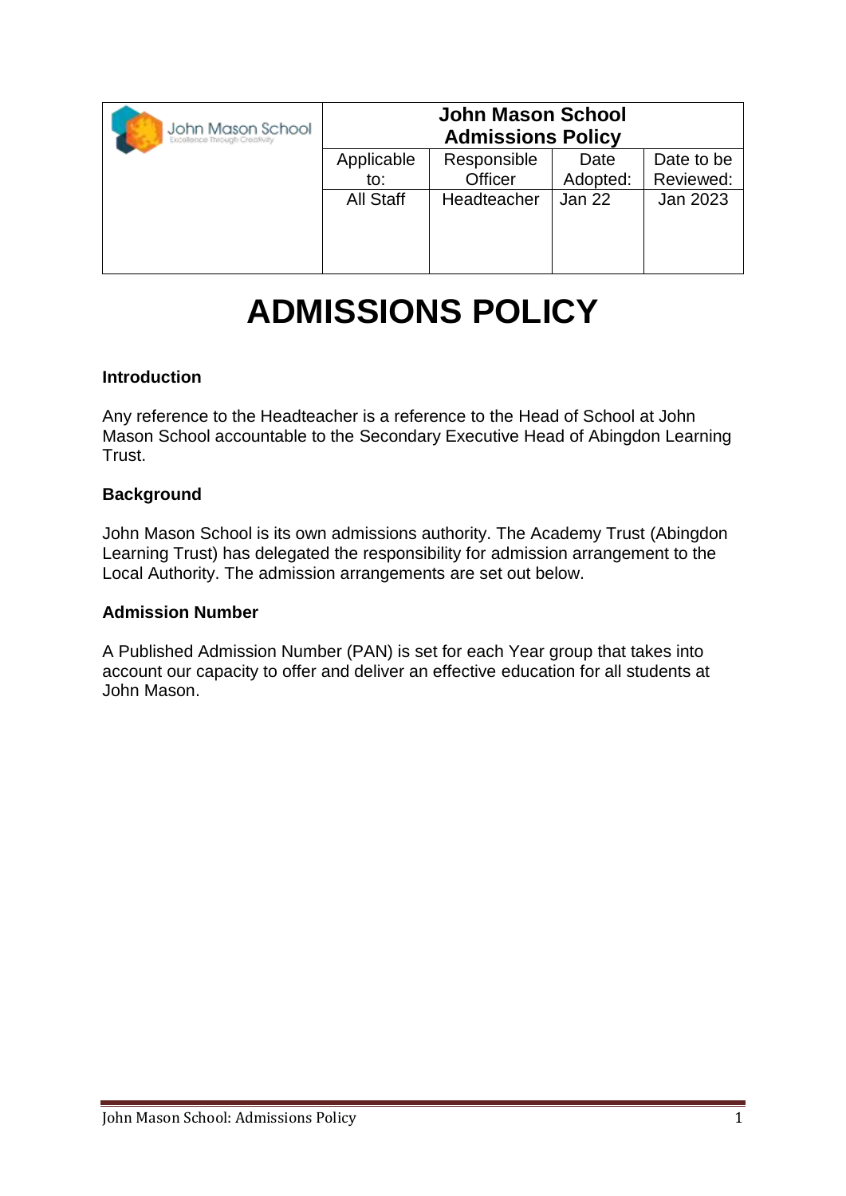| John Mason School | John Mason School Admissions Policy | | | |
|---|---|---|---|---|
| | Applicable to: | Responsible Officer | Date Adopted: | Date to be Reviewed: |
| | All Staff | Headteacher | Jan 22 | Jan 2023 |

# ADMISSIONS POLICY

**Introduction**

Any reference to the Headteacher is a reference to the Head of School at John Mason School accountable to the Secondary Executive Head of Abingdon Learning Trust.

**Background**

John Mason School is its own admissions authority. The Academy Trust (Abingdon Learning Trust) has delegated the responsibility for admission arrangement to the Local Authority. The admission arrangements are set out below.

**Admission Number**

A Published Admission Number (PAN) is set for each Year group that takes into account our capacity to offer and deliver an effective education for all students at John Mason.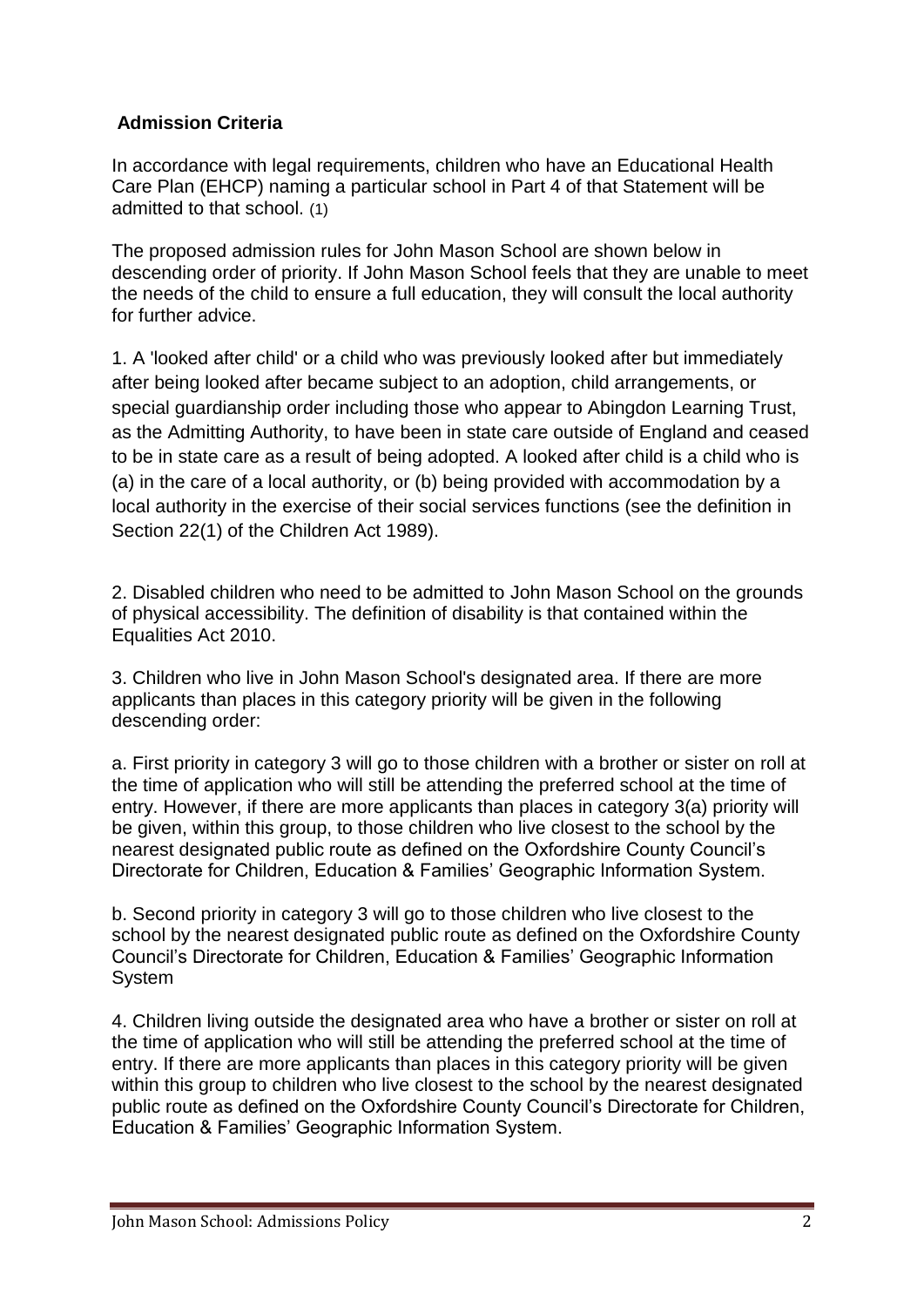**Admission Criteria**

In accordance with legal requirements, children who have an Educational Health Care Plan (EHCP) naming a particular school in Part 4 of that Statement will be admitted to that school. (1)

The proposed admission rules for John Mason School are shown below in descending order of priority. If John Mason School feels that they are unable to meet the needs of the child to ensure a full education, they will consult the local authority for further advice.

1. A 'looked after child' or a child who was previously looked after but immediately after being looked after became subject to an adoption, child arrangements, or special guardianship order including those who appear to Abingdon Learning Trust, as the Admitting Authority, to have been in state care outside of England and ceased to be in state care as a result of being adopted. A looked after child is a child who is (a) in the care of a local authority, or (b) being provided with accommodation by a local authority in the exercise of their social services functions (see the definition in Section 22(1) of the Children Act 1989).

2. Disabled children who need to be admitted to John Mason School on the grounds of physical accessibility. The definition of disability is that contained within the Equalities Act 2010.

3. Children who live in John Mason School's designated area. If there are more applicants than places in this category priority will be given in the following descending order:

a. First priority in category 3 will go to those children with a brother or sister on roll at the time of application who will still be attending the preferred school at the time of entry. However, if there are more applicants than places in category 3(a) priority will be given, within this group, to those children who live closest to the school by the nearest designated public route as defined on the Oxfordshire County Council's Directorate for Children, Education & Families' Geographic Information System.

b. Second priority in category 3 will go to those children who live closest to the school by the nearest designated public route as defined on the Oxfordshire County Council's Directorate for Children, Education & Families' Geographic Information System

4. Children living outside the designated area who have a brother or sister on roll at the time of application who will still be attending the preferred school at the time of entry. If there are more applicants than places in this category priority will be given within this group to children who live closest to the school by the nearest designated public route as defined on the Oxfordshire County Council's Directorate for Children, Education & Families' Geographic Information System.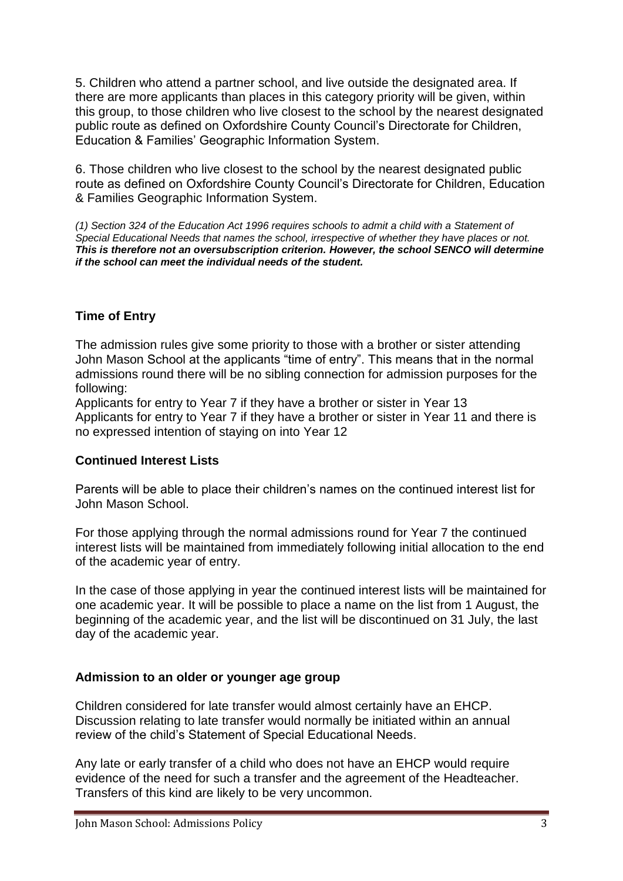5. Children who attend a partner school, and live outside the designated area. If there are more applicants than places in this category priority will be given, within this group, to those children who live closest to the school by the nearest designated public route as defined on Oxfordshire County Council's Directorate for Children, Education & Families' Geographic Information System.

6. Those children who live closest to the school by the nearest designated public route as defined on Oxfordshire County Council's Directorate for Children, Education & Families Geographic Information System.

*(1) Section 324 of the Education Act 1996 requires schools to admit a child with a Statement of Special Educational Needs that names the school, irrespective of whether they have places or not.* ***This is therefore not an oversubscription criterion. However, the school SENCO will determine if the school can meet the individual needs of the student.***

### Time of Entry

The admission rules give some priority to those with a brother or sister attending John Mason School at the applicants "time of entry". This means that in the normal admissions round there will be no sibling connection for admission purposes for the following:

Applicants for entry to Year 7 if they have a brother or sister in Year 13
Applicants for entry to Year 7 if they have a brother or sister in Year 11 and there is no expressed intention of staying on into Year 12

### Continued Interest Lists

Parents will be able to place their children's names on the continued interest list for John Mason School.

For those applying through the normal admissions round for Year 7 the continued interest lists will be maintained from immediately following initial allocation to the end of the academic year of entry.

In the case of those applying in year the continued interest lists will be maintained for one academic year. It will be possible to place a name on the list from 1 August, the beginning of the academic year, and the list will be discontinued on 31 July, the last day of the academic year.

### Admission to an older or younger age group

Children considered for late transfer would almost certainly have an EHCP. Discussion relating to late transfer would normally be initiated within an annual review of the child's Statement of Special Educational Needs.

Any late or early transfer of a child who does not have an EHCP would require evidence of the need for such a transfer and the agreement of the Headteacher. Transfers of this kind are likely to be very uncommon.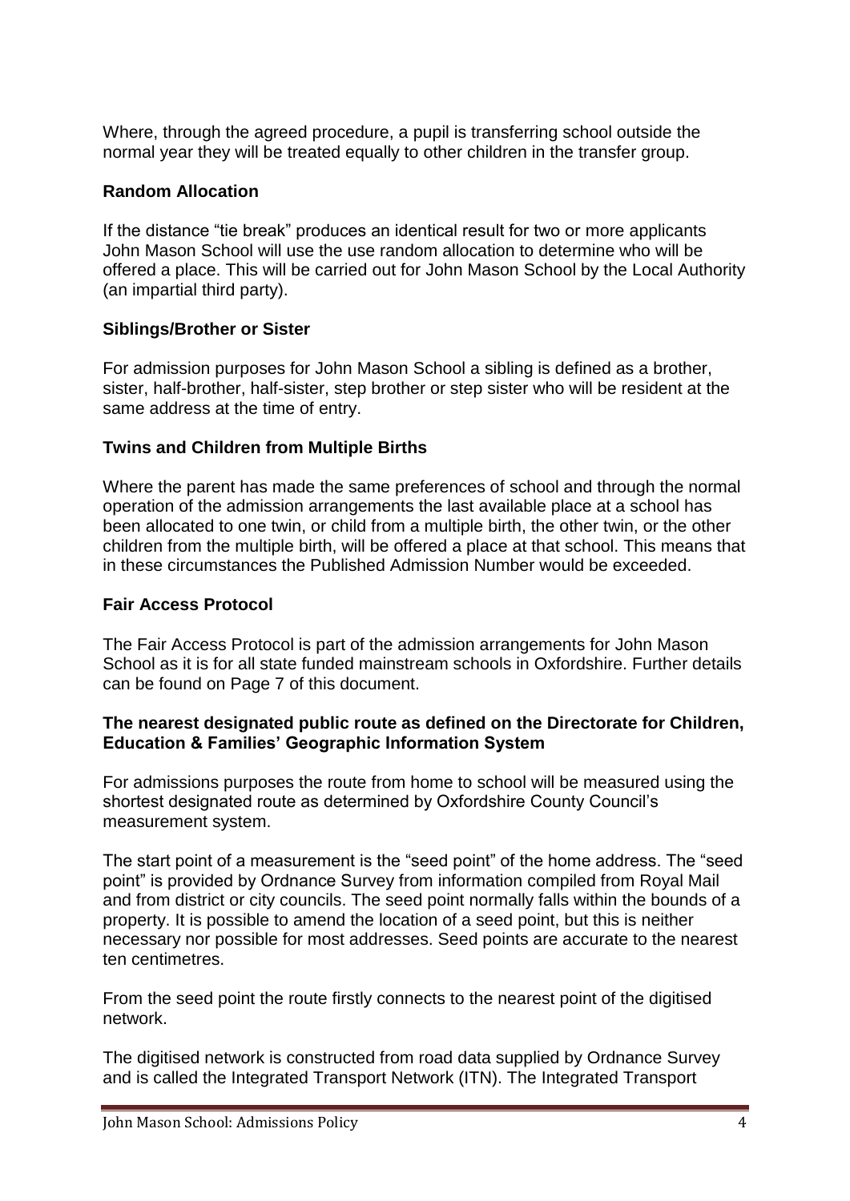Where, through the agreed procedure, a pupil is transferring school outside the normal year they will be treated equally to other children in the transfer group.

**Random Allocation**

If the distance "tie break" produces an identical result for two or more applicants John Mason School will use the use random allocation to determine who will be offered a place. This will be carried out for John Mason School by the Local Authority (an impartial third party).

**Siblings/Brother or Sister**

For admission purposes for John Mason School a sibling is defined as a brother, sister, half-brother, half-sister, step brother or step sister who will be resident at the same address at the time of entry.

**Twins and Children from Multiple Births**

Where the parent has made the same preferences of school and through the normal operation of the admission arrangements the last available place at a school has been allocated to one twin, or child from a multiple birth, the other twin, or the other children from the multiple birth, will be offered a place at that school. This means that in these circumstances the Published Admission Number would be exceeded.

**Fair Access Protocol**

The Fair Access Protocol is part of the admission arrangements for John Mason School as it is for all state funded mainstream schools in Oxfordshire. Further details can be found on Page 7 of this document.

**The nearest designated public route as defined on the Directorate for Children, Education & Families' Geographic Information System**

For admissions purposes the route from home to school will be measured using the shortest designated route as determined by Oxfordshire County Council's measurement system.

The start point of a measurement is the "seed point" of the home address. The "seed point" is provided by Ordnance Survey from information compiled from Royal Mail and from district or city councils. The seed point normally falls within the bounds of a property. It is possible to amend the location of a seed point, but this is neither necessary nor possible for most addresses. Seed points are accurate to the nearest ten centimetres.

From the seed point the route firstly connects to the nearest point of the digitised network.

The digitised network is constructed from road data supplied by Ordnance Survey and is called the Integrated Transport Network (ITN). The Integrated Transport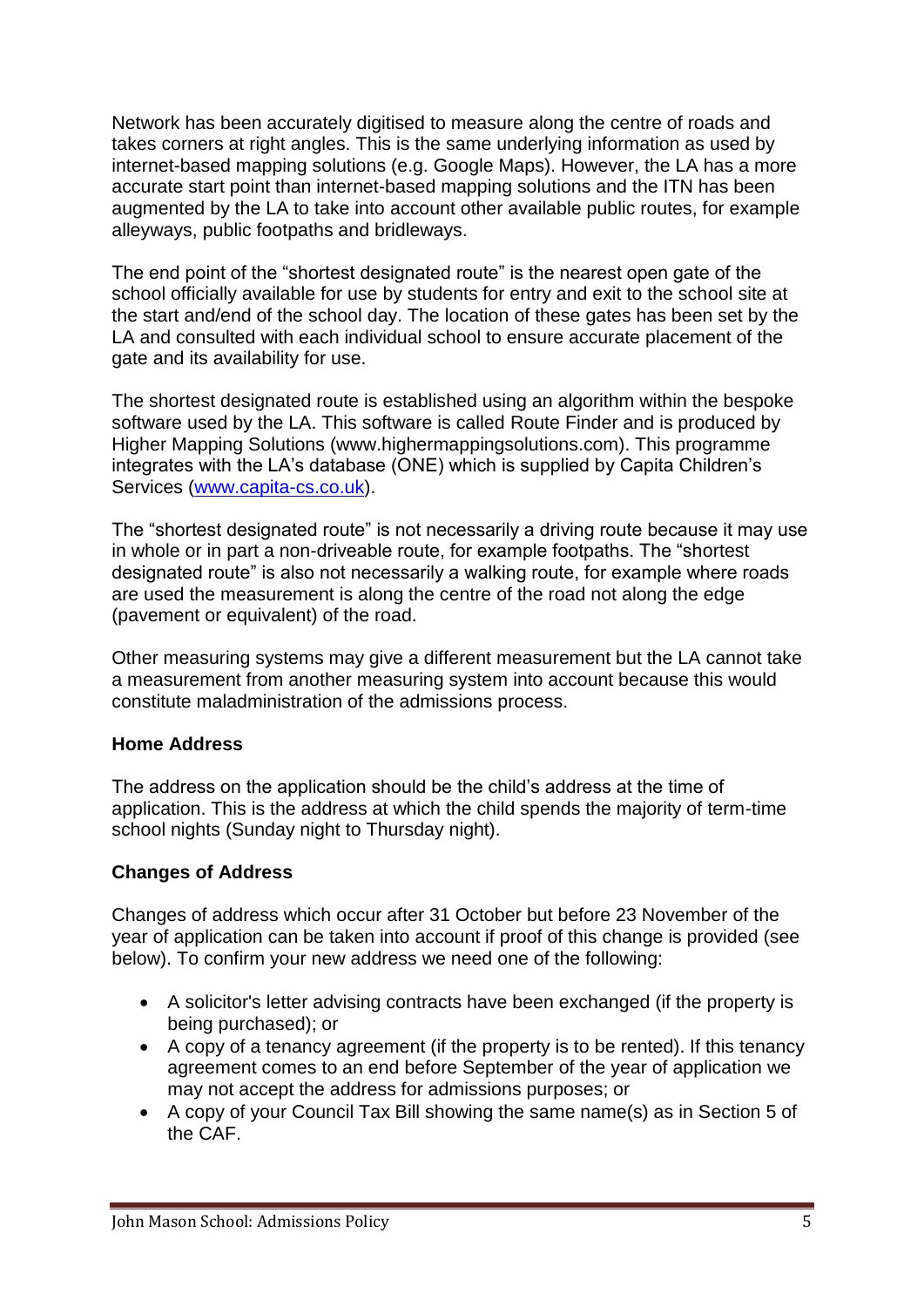Network has been accurately digitised to measure along the centre of roads and takes corners at right angles. This is the same underlying information as used by internet-based mapping solutions (e.g. Google Maps). However, the LA has a more accurate start point than internet-based mapping solutions and the ITN has been augmented by the LA to take into account other available public routes, for example alleyways, public footpaths and bridleways.

The end point of the "shortest designated route" is the nearest open gate of the school officially available for use by students for entry and exit to the school site at the start and/end of the school day. The location of these gates has been set by the LA and consulted with each individual school to ensure accurate placement of the gate and its availability for use.

The shortest designated route is established using an algorithm within the bespoke software used by the LA. This software is called Route Finder and is produced by Higher Mapping Solutions (www.highermappingsolutions.com). This programme integrates with the LA's database (ONE) which is supplied by Capita Children's Services ([www.capita-cs.co.uk](http://www.capita-cs.co.uk)).

The "shortest designated route" is not necessarily a driving route because it may use in whole or in part a non-driveable route, for example footpaths. The "shortest designated route" is also not necessarily a walking route, for example where roads are used the measurement is along the centre of the road not along the edge (pavement or equivalent) of the road.

Other measuring systems may give a different measurement but the LA cannot take a measurement from another measuring system into account because this would constitute maladministration of the admissions process.

**Home Address**

The address on the application should be the child's address at the time of application. This is the address at which the child spends the majority of term-time school nights (Sunday night to Thursday night).

**Changes of Address**

Changes of address which occur after 31 October but before 23 November of the year of application can be taken into account if proof of this change is provided (see below). To confirm your new address we need one of the following:

- A solicitor's letter advising contracts have been exchanged (if the property is being purchased); or
- A copy of a tenancy agreement (if the property is to be rented). If this tenancy agreement comes to an end before September of the year of application we may not accept the address for admissions purposes; or
- A copy of your Council Tax Bill showing the same name(s) as in Section 5 of the CAF.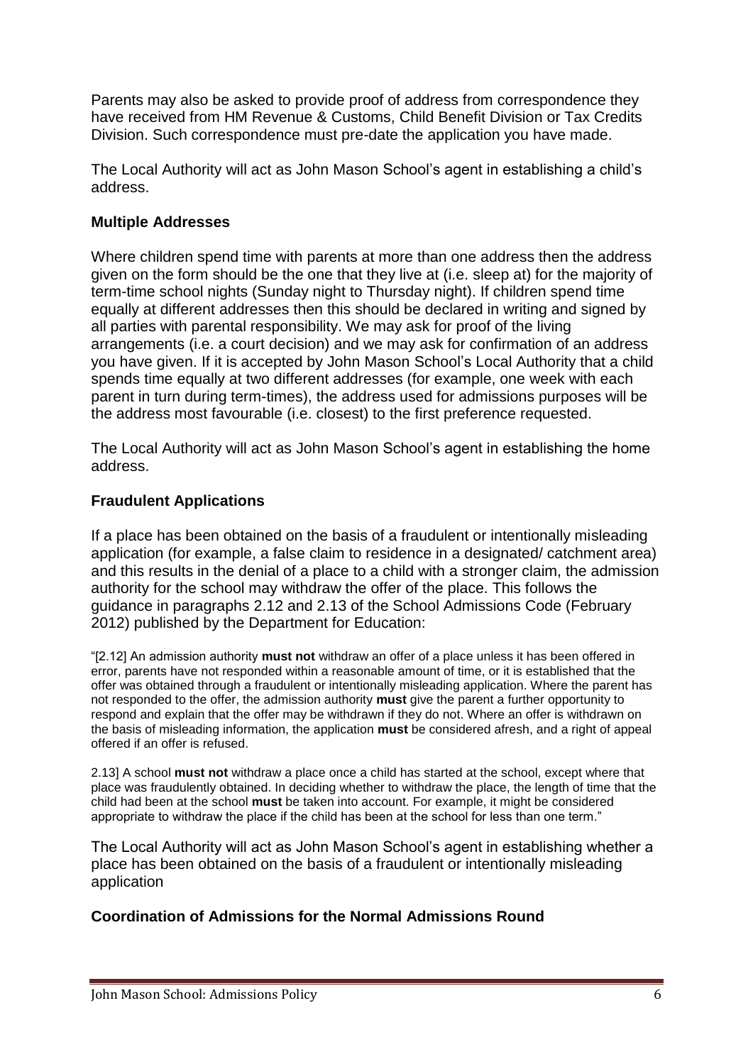Parents may also be asked to provide proof of address from correspondence they have received from HM Revenue & Customs, Child Benefit Division or Tax Credits Division. Such correspondence must pre-date the application you have made.

The Local Authority will act as John Mason School's agent in establishing a child's address.

### Multiple Addresses

Where children spend time with parents at more than one address then the address given on the form should be the one that they live at (i.e. sleep at) for the majority of term-time school nights (Sunday night to Thursday night). If children spend time equally at different addresses then this should be declared in writing and signed by all parties with parental responsibility. We may ask for proof of the living arrangements (i.e. a court decision) and we may ask for confirmation of an address you have given. If it is accepted by John Mason School's Local Authority that a child spends time equally at two different addresses (for example, one week with each parent in turn during term-times), the address used for admissions purposes will be the address most favourable (i.e. closest) to the first preference requested.

The Local Authority will act as John Mason School's agent in establishing the home address.

### Fraudulent Applications

If a place has been obtained on the basis of a fraudulent or intentionally misleading application (for example, a false claim to residence in a designated/ catchment area) and this results in the denial of a place to a child with a stronger claim, the admission authority for the school may withdraw the offer of the place. This follows the guidance in paragraphs 2.12 and 2.13 of the School Admissions Code (February 2012) published by the Department for Education:

"[2.12] An admission authority **must not** withdraw an offer of a place unless it has been offered in error, parents have not responded within a reasonable amount of time, or it is established that the offer was obtained through a fraudulent or intentionally misleading application. Where the parent has not responded to the offer, the admission authority **must** give the parent a further opportunity to respond and explain that the offer may be withdrawn if they do not. Where an offer is withdrawn on the basis of misleading information, the application **must** be considered afresh, and a right of appeal offered if an offer is refused.

2.13] A school **must not** withdraw a place once a child has started at the school, except where that place was fraudulently obtained. In deciding whether to withdraw the place, the length of time that the child had been at the school **must** be taken into account. For example, it might be considered appropriate to withdraw the place if the child has been at the school for less than one term."

The Local Authority will act as John Mason School's agent in establishing whether a place has been obtained on the basis of a fraudulent or intentionally misleading application

### Coordination of Admissions for the Normal Admissions Round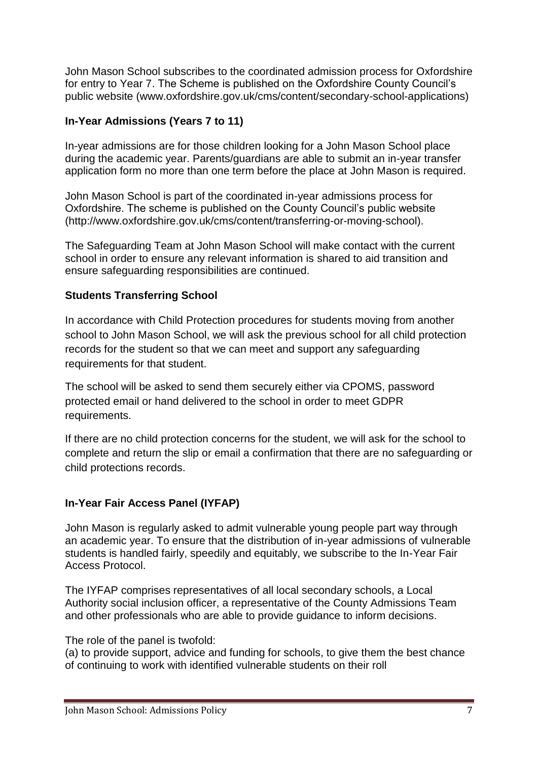John Mason School subscribes to the coordinated admission process for Oxfordshire for entry to Year 7. The Scheme is published on the Oxfordshire County Council's public website (www.oxfordshire.gov.uk/cms/content/secondary-school-applications)

## In-Year Admissions (Years 7 to 11)

In-year admissions are for those children looking for a John Mason School place during the academic year. Parents/guardians are able to submit an in-year transfer application form no more than one term before the place at John Mason is required.

John Mason School is part of the coordinated in-year admissions process for Oxfordshire. The scheme is published on the County Council's public website (http://www.oxfordshire.gov.uk/cms/content/transferring-or-moving-school).

The Safeguarding Team at John Mason School will make contact with the current school in order to ensure any relevant information is shared to aid transition and ensure safeguarding responsibilities are continued.

## Students Transferring School

In accordance with Child Protection procedures for students moving from another school to John Mason School, we will ask the previous school for all child protection records for the student so that we can meet and support any safeguarding requirements for that student.

The school will be asked to send them securely either via CPOMS, password protected email or hand delivered to the school in order to meet GDPR requirements.

If there are no child protection concerns for the student, we will ask for the school to complete and return the slip or email a confirmation that there are no safeguarding or child protections records.

## In-Year Fair Access Panel (IYFAP)

John Mason is regularly asked to admit vulnerable young people part way through an academic year. To ensure that the distribution of in-year admissions of vulnerable students is handled fairly, speedily and equitably, we subscribe to the In-Year Fair Access Protocol.

The IYFAP comprises representatives of all local secondary schools, a Local Authority social inclusion officer, a representative of the County Admissions Team and other professionals who are able to provide guidance to inform decisions.

The role of the panel is twofold:
(a) to provide support, advice and funding for schools, to give them the best chance of continuing to work with identified vulnerable students on their roll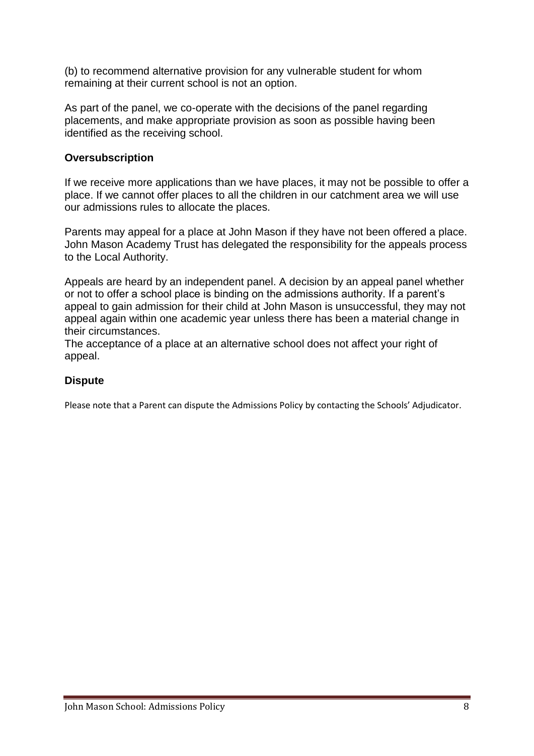(b) to recommend alternative provision for any vulnerable student for whom remaining at their current school is not an option.

As part of the panel, we co-operate with the decisions of the panel regarding placements, and make appropriate provision as soon as possible having been identified as the receiving school.

### Oversubscription

If we receive more applications than we have places, it may not be possible to offer a place. If we cannot offer places to all the children in our catchment area we will use our admissions rules to allocate the places.

Parents may appeal for a place at John Mason if they have not been offered a place. John Mason Academy Trust has delegated the responsibility for the appeals process to the Local Authority.

Appeals are heard by an independent panel. A decision by an appeal panel whether or not to offer a school place is binding on the admissions authority. If a parent's appeal to gain admission for their child at John Mason is unsuccessful, they may not appeal again within one academic year unless there has been a material change in their circumstances.
The acceptance of a place at an alternative school does not affect your right of appeal.

### Dispute

Please note that a Parent can dispute the Admissions Policy by contacting the Schools' Adjudicator.